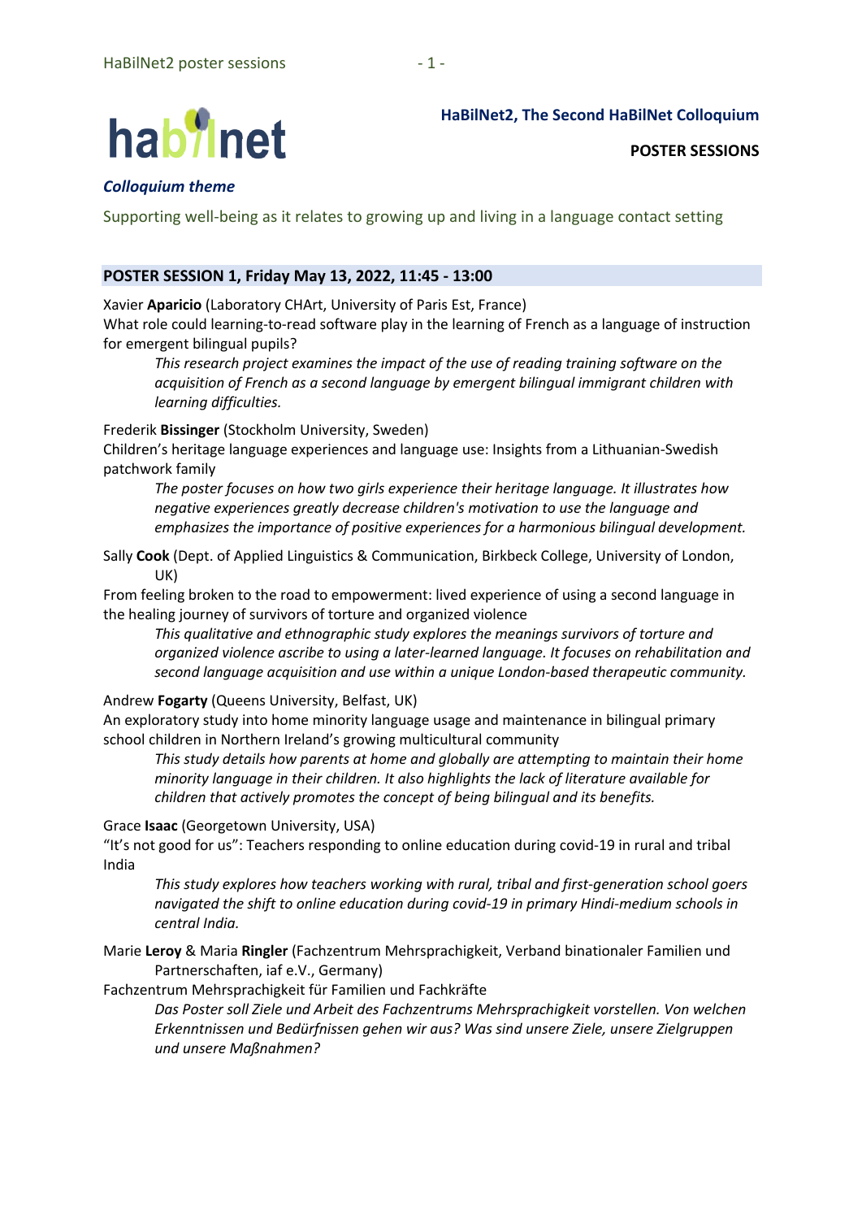**HaBilNet2, The Second HaBilNet Colloquium**

**POSTER SESSIONS**

***Colloquium theme***

Supporting well-being as it relates to growing up and living in a language contact setting

## POSTER SESSION 1, Friday May 13, 2022, 11:45 - 13:00

Xavier **Aparicio** (Laboratory CHArt, University of Paris Est, France)
What role could learning-to-read software play in the learning of French as a language of instruction for emergent bilingual pupils?

> *This research project examines the impact of the use of reading training software on the acquisition of French as a second language by emergent bilingual immigrant children with learning difficulties.*

Frederik **Bissinger** (Stockholm University, Sweden)
Children's heritage language experiences and language use: Insights from a Lithuanian-Swedish patchwork family

> *The poster focuses on how two girls experience their heritage language. It illustrates how negative experiences greatly decrease children's motivation to use the language and emphasizes the importance of positive experiences for a harmonious bilingual development.*

Sally **Cook** (Dept. of Applied Linguistics & Communication, Birkbeck College, University of London, UK)
From feeling broken to the road to empowerment: lived experience of using a second language in the healing journey of survivors of torture and organized violence

> *This qualitative and ethnographic study explores the meanings survivors of torture and organized violence ascribe to using a later-learned language. It focuses on rehabilitation and second language acquisition and use within a unique London-based therapeutic community.*

Andrew **Fogarty** (Queens University, Belfast, UK)
An exploratory study into home minority language usage and maintenance in bilingual primary school children in Northern Ireland's growing multicultural community

> *This study details how parents at home and globally are attempting to maintain their home minority language in their children. It also highlights the lack of literature available for children that actively promotes the concept of being bilingual and its benefits.*

Grace **Isaac** (Georgetown University, USA)
"It's not good for us": Teachers responding to online education during covid-19 in rural and tribal India

> *This study explores how teachers working with rural, tribal and first-generation school goers navigated the shift to online education during covid-19 in primary Hindi-medium schools in central India.*

Marie **Leroy** & Maria **Ringler** (Fachzentrum Mehrsprachigkeit, Verband binationaler Familien und Partnerschaften, iaf e.V., Germany)
Fachzentrum Mehrsprachigkeit für Familien und Fachkräfte

> *Das Poster soll Ziele und Arbeit des Fachzentrums Mehrsprachigkeit vorstellen. Von welchen Erkenntnissen und Bedürfnissen gehen wir aus? Was sind unsere Ziele, unsere Zielgruppen und unsere Maßnahmen?*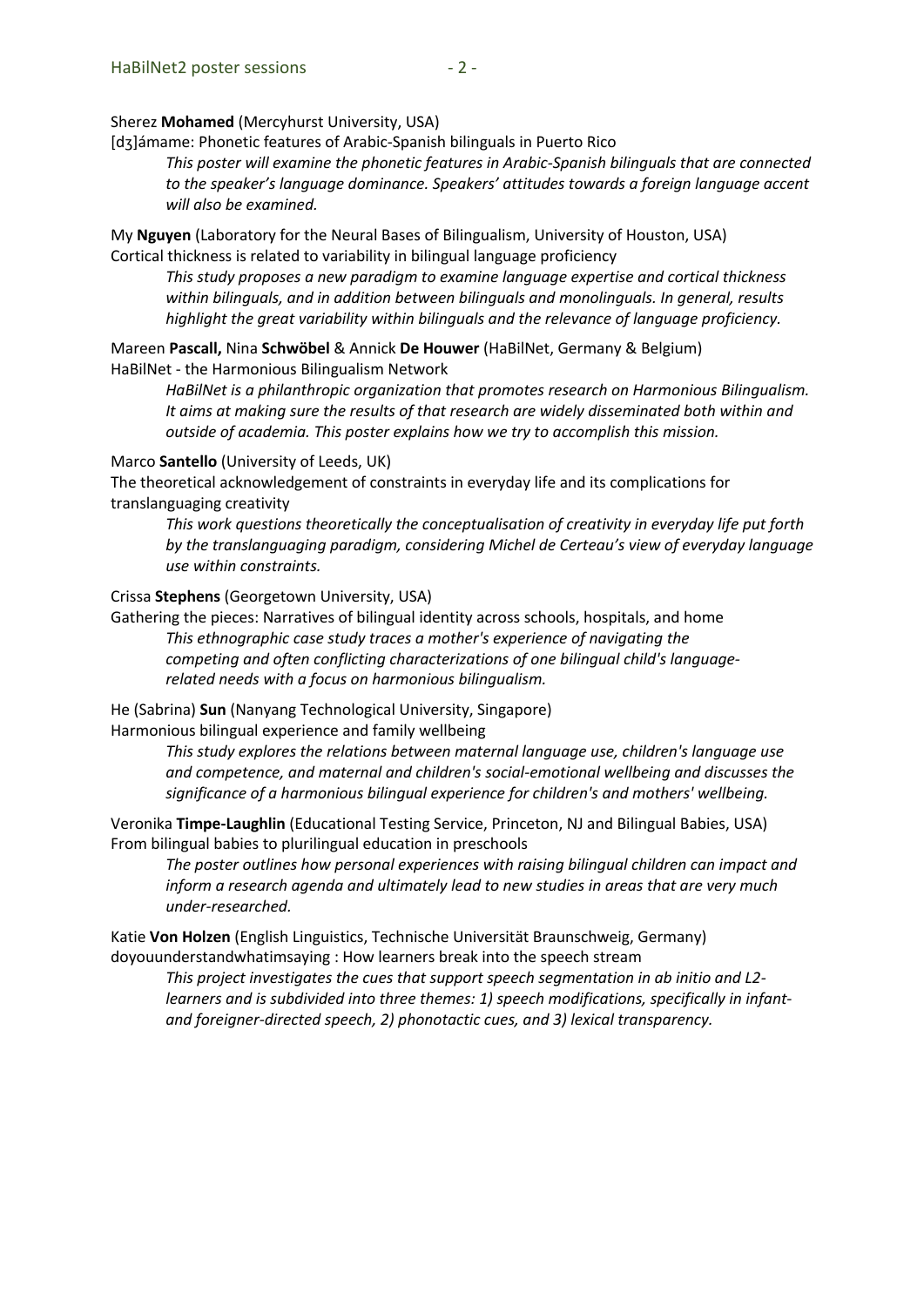Sherez **Mohamed** (Mercyhurst University, USA)
[dʒ]ámame: Phonetic features of Arabic-Spanish bilinguals in Puerto Rico

> *This poster will examine the phonetic features in Arabic-Spanish bilinguals that are connected to the speaker's language dominance. Speakers' attitudes towards a foreign language accent will also be examined.*

My **Nguyen** (Laboratory for the Neural Bases of Bilingualism, University of Houston, USA)
Cortical thickness is related to variability in bilingual language proficiency

> *This study proposes a new paradigm to examine language expertise and cortical thickness within bilinguals, and in addition between bilinguals and monolinguals. In general, results highlight the great variability within bilinguals and the relevance of language proficiency.*

Mareen **Pascall,** Nina **Schwöbel** & Annick **De Houwer** (HaBilNet, Germany & Belgium)
HaBilNet - the Harmonious Bilingualism Network

> *HaBilNet is a philanthropic organization that promotes research on Harmonious Bilingualism. It aims at making sure the results of that research are widely disseminated both within and outside of academia. This poster explains how we try to accomplish this mission.*

Marco **Santello** (University of Leeds, UK)
The theoretical acknowledgement of constraints in everyday life and its complications for translanguaging creativity

> *This work questions theoretically the conceptualisation of creativity in everyday life put forth by the translanguaging paradigm, considering Michel de Certeau's view of everyday language use within constraints.*

Crissa **Stephens** (Georgetown University, USA)
Gathering the pieces: Narratives of bilingual identity across schools, hospitals, and home

> *This ethnographic case study traces a mother's experience of navigating the competing and often conflicting characterizations of one bilingual child's language-related needs with a focus on harmonious bilingualism.*

He (Sabrina) **Sun** (Nanyang Technological University, Singapore)
Harmonious bilingual experience and family wellbeing

> *This study explores the relations between maternal language use, children's language use and competence, and maternal and children's social-emotional wellbeing and discusses the significance of a harmonious bilingual experience for children's and mothers' wellbeing.*

Veronika **Timpe-Laughlin** (Educational Testing Service, Princeton, NJ and Bilingual Babies, USA)
From bilingual babies to plurilingual education in preschools

> *The poster outlines how personal experiences with raising bilingual children can impact and inform a research agenda and ultimately lead to new studies in areas that are very much under-researched.*

Katie **Von Holzen** (English Linguistics, Technische Universität Braunschweig, Germany)
doyouunderstandwhatimsaying : How learners break into the speech stream

> *This project investigates the cues that support speech segmentation in ab initio and L2-learners and is subdivided into three themes: 1) speech modifications, specifically in infant- and foreigner-directed speech, 2) phonotactic cues, and 3) lexical transparency.*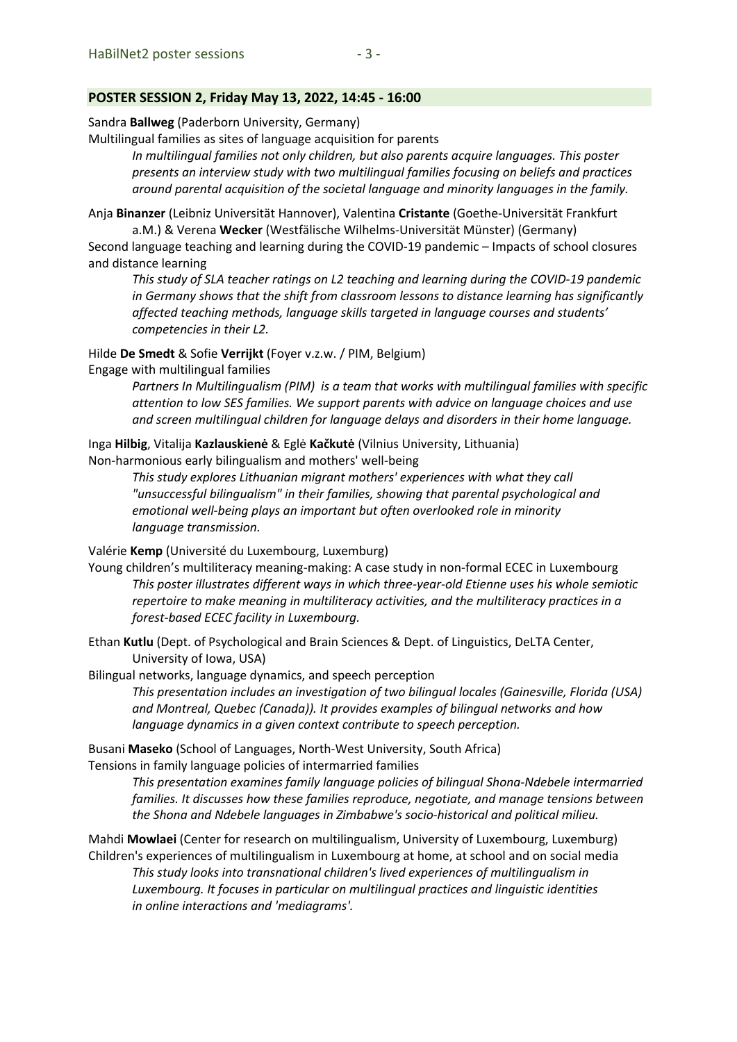## POSTER SESSION 2, Friday May 13, 2022, 14:45 - 16:00

Sandra **Ballweg** (Paderborn University, Germany)
Multilingual families as sites of language acquisition for parents

> *In multilingual families not only children, but also parents acquire languages. This poster presents an interview study with two multilingual families focusing on beliefs and practices around parental acquisition of the societal language and minority languages in the family.*

Anja **Binanzer** (Leibniz Universität Hannover), Valentina **Cristante** (Goethe-Universität Frankfurt a.M.) & Verena **Wecker** (Westfälische Wilhelms-Universität Münster) (Germany)
Second language teaching and learning during the COVID-19 pandemic – Impacts of school closures and distance learning

> *This study of SLA teacher ratings on L2 teaching and learning during the COVID-19 pandemic in Germany shows that the shift from classroom lessons to distance learning has significantly affected teaching methods, language skills targeted in language courses and students' competencies in their L2.*

Hilde **De Smedt** & Sofie **Verrijkt** (Foyer v.z.w. / PIM, Belgium)
Engage with multilingual families

> *Partners In Multilingualism (PIM) is a team that works with multilingual families with specific attention to low SES families. We support parents with advice on language choices and use and screen multilingual children for language delays and disorders in their home language.*

Inga **Hilbig**, Vitalija **Kazlauskienė** & Eglė **Kačkutė** (Vilnius University, Lithuania)
Non-harmonious early bilingualism and mothers' well-being

> *This study explores Lithuanian migrant mothers' experiences with what they call "unsuccessful bilingualism" in their families, showing that parental psychological and emotional well-being plays an important but often overlooked role in minority language transmission.*

Valérie **Kemp** (Université du Luxembourg, Luxemburg)
Young children's multiliteracy meaning-making: A case study in non-formal ECEC in Luxembourg

> *This poster illustrates different ways in which three-year-old Etienne uses his whole semiotic repertoire to make meaning in multiliteracy activities, and the multiliteracy practices in a forest-based ECEC facility in Luxembourg.*

Ethan **Kutlu** (Dept. of Psychological and Brain Sciences & Dept. of Linguistics, DeLTA Center, University of Iowa, USA)
Bilingual networks, language dynamics, and speech perception

> *This presentation includes an investigation of two bilingual locales (Gainesville, Florida (USA) and Montreal, Quebec (Canada)). It provides examples of bilingual networks and how language dynamics in a given context contribute to speech perception.*

Busani **Maseko** (School of Languages, North-West University, South Africa)
Tensions in family language policies of intermarried families

> *This presentation examines family language policies of bilingual Shona-Ndebele intermarried families. It discusses how these families reproduce, negotiate, and manage tensions between the Shona and Ndebele languages in Zimbabwe's socio-historical and political milieu.*

Mahdi **Mowlaei** (Center for research on multilingualism, University of Luxembourg, Luxemburg)
Children's experiences of multilingualism in Luxembourg at home, at school and on social media

> *This study looks into transnational children's lived experiences of multilingualism in Luxembourg. It focuses in particular on multilingual practices and linguistic identities in online interactions and 'mediagrams'.*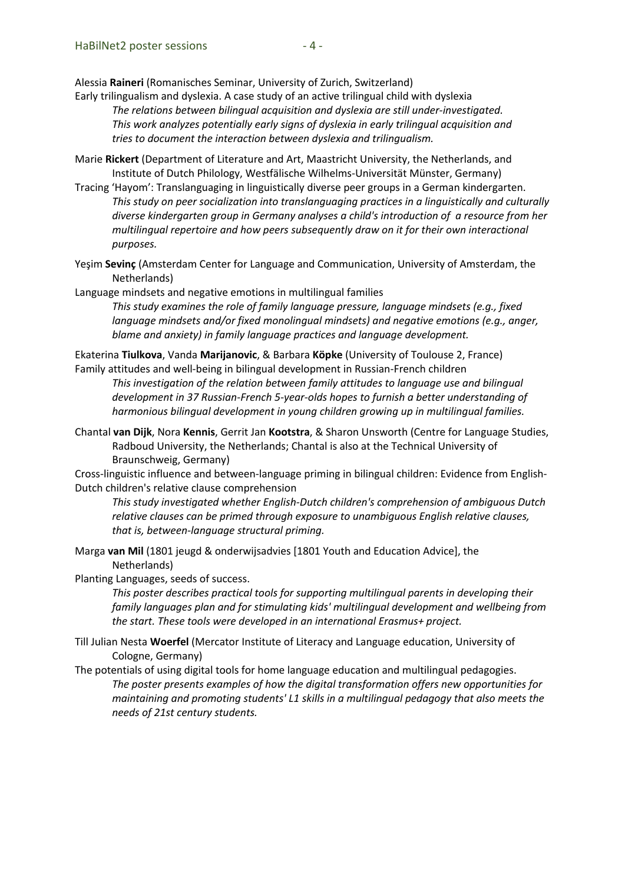Alessia **Raineri** (Romanisches Seminar, University of Zurich, Switzerland)

Early trilingualism and dyslexia. A case study of an active trilingual child with dyslexia

*The relations between bilingual acquisition and dyslexia are still under-investigated. This work analyzes potentially early signs of dyslexia in early trilingual acquisition and tries to document the interaction between dyslexia and trilingualism.*

Marie **Rickert** (Department of Literature and Art, Maastricht University, the Netherlands, and Institute of Dutch Philology, Westfälische Wilhelms-Universität Münster, Germany)

Tracing 'Hayom': Translanguaging in linguistically diverse peer groups in a German kindergarten.

*This study on peer socialization into translanguaging practices in a linguistically and culturally diverse kindergarten group in Germany analyses a child's introduction of a resource from her multilingual repertoire and how peers subsequently draw on it for their own interactional purposes.*

Yeşim **Sevinç** (Amsterdam Center for Language and Communication, University of Amsterdam, the Netherlands)

Language mindsets and negative emotions in multilingual families

*This study examines the role of family language pressure, language mindsets (e.g., fixed language mindsets and/or fixed monolingual mindsets) and negative emotions (e.g., anger, blame and anxiety) in family language practices and language development.*

Ekaterina **Tiulkova**, Vanda **Marijanovic**, & Barbara **Köpke** (University of Toulouse 2, France)

Family attitudes and well-being in bilingual development in Russian-French children

*This investigation of the relation between family attitudes to language use and bilingual development in 37 Russian-French 5-year-olds hopes to furnish a better understanding of harmonious bilingual development in young children growing up in multilingual families.*

Chantal **van Dijk**, Nora **Kennis**, Gerrit Jan **Kootstra**, & Sharon Unsworth (Centre for Language Studies, Radboud University, the Netherlands; Chantal is also at the Technical University of Braunschweig, Germany)

Cross-linguistic influence and between-language priming in bilingual children: Evidence from English-Dutch children's relative clause comprehension

*This study investigated whether English-Dutch children's comprehension of ambiguous Dutch relative clauses can be primed through exposure to unambiguous English relative clauses, that is, between-language structural priming.*

Marga **van Mil** (1801 jeugd & onderwijsadvies [1801 Youth and Education Advice], the Netherlands)

Planting Languages, seeds of success.

*This poster describes practical tools for supporting multilingual parents in developing their family languages plan and for stimulating kids' multilingual development and wellbeing from the start. These tools were developed in an international Erasmus+ project.*

Till Julian Nesta **Woerfel** (Mercator Institute of Literacy and Language education, University of Cologne, Germany)

The potentials of using digital tools for home language education and multilingual pedagogies.

*The poster presents examples of how the digital transformation offers new opportunities for maintaining and promoting students' L1 skills in a multilingual pedagogy that also meets the needs of 21st century students.*